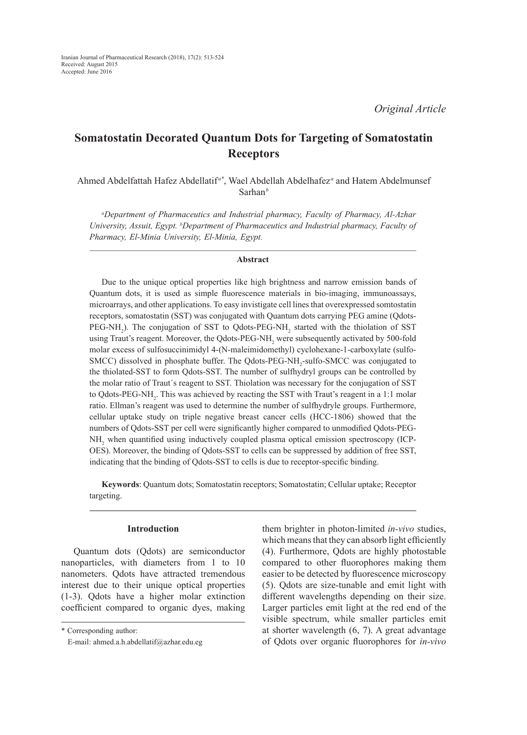Original Article

# Somatostatin Decorated Quantum Dots for Targeting of Somatostatin Receptors

Ahmed Abdelfattah Hafez Abdellatif[a*], Wael Abdellah Abdelhafez[a] and Hatem Abdelmunsef Sarhan[b]

*[a]Department of Pharmaceutics and Industrial pharmacy, Faculty of Pharmacy, Al-Azhar University, Assuit, Egypt. [b]Department of Pharmaceutics and Industrial pharmacy, Faculty of Pharmacy, El-Minia University, El-Minia, Egypt.*

## Abstract

Due to the unique optical properties like high brightness and narrow emission bands of Quantum dots, it is used as simple fluorescence materials in bio-imaging, immunoassays, microarrays, and other applications. To easy invistigate cell lines that overexpressed somtostatin receptors, somatostatin (SST) was conjugated with Quantum dots carrying PEG amine (Qdots-PEG-$NH_2$). The conjugation of SST to Qdots-PEG-$NH_2$ started with the thiolation of SST using Traut's reagent. Moreover, the Qdots-PEG-$NH_2$ were subsequently activated by 500-fold molar excess of sulfosuccinimidyl 4-(N-maleimidomethyl) cyclohexane-1-carboxylate (sulfo-SMCC) dissolved in phosphate buffer. The Qdots-PEG-$NH_2$-sulfo-SMCC was conjugated to the thiolated-SST to form Qdots-SST. The number of sulfhydryl groups can be controlled by the molar ratio of Traut´s reagent to SST. Thiolation was necessary for the conjugation of SST to Qdots-PEG-$NH_2$. This was achieved by reacting the SST with Traut's reagent in a 1:1 molar ratio. Ellman's reagent was used to determine the number of sulfhydryle groups. Furthermore, cellular uptake study on triple negative breast cancer cells (HCC-1806) showed that the numbers of Qdots-SST per cell were significantly higher compared to unmodified Qdots-PEG-$NH_2$ when quantified using inductively coupled plasma optical emission spectroscopy (ICP-OES). Moreover, the binding of Qdots-SST to cells can be suppressed by addition of free SST, indicating that the binding of Qdots-SST to cells is due to receptor-specific binding.

**Keywords**: Quantum dots; Somatostatin receptors; Somatostatin; Cellular uptake; Receptor targeting.

## Introduction

Quantum dots (Qdots) are semiconductor nanoparticles, with diameters from 1 to 10 nanometers. Qdots have attracted tremendous interest due to their unique optical properties (1-3). Qdots have a higher molar extinction coefficient compared to organic dyes, making them brighter in photon-limited *in-vivo* studies, which means that they can absorb light efficiently (4). Furthermore, Qdots are highly photostable compared to other fluorophores making them easier to be detected by fluorescence microscopy (5). Qdots are size-tunable and emit light with different wavelengths depending on their size. Larger particles emit light at the red end of the visible spectrum, while smaller particles emit at shorter wavelength (6, 7). A great advantage of Qdots over organic fluorophores for *in-vivo*

\* Corresponding author:
E-mail: ahmed.a.h.abdellatif@azhar.edu.eg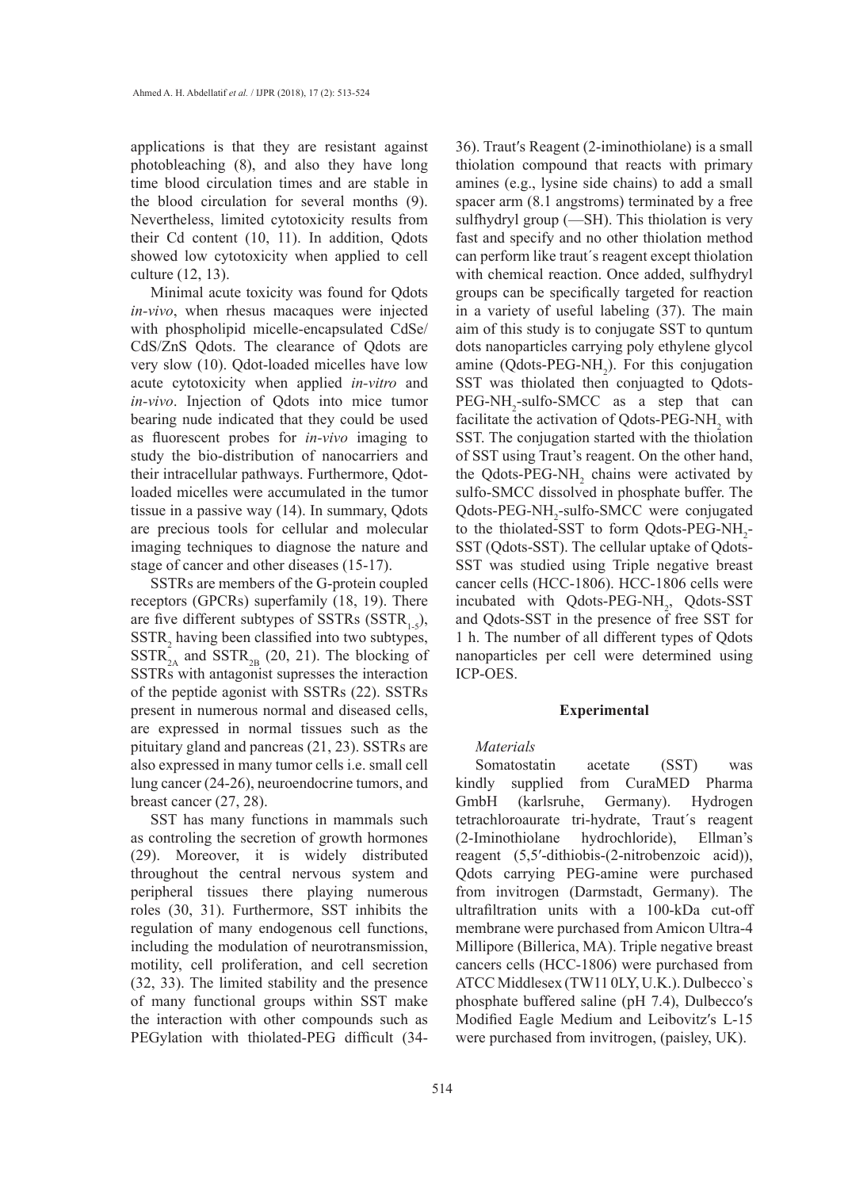applications is that they are resistant against photobleaching (8), and also they have long time blood circulation times and are stable in the blood circulation for several months (9). Nevertheless, limited cytotoxicity results from their Cd content (10, 11). In addition, Qdots showed low cytotoxicity when applied to cell culture (12, 13).

Minimal acute toxicity was found for Qdots *in-vivo*, when rhesus macaques were injected with phospholipid micelle-encapsulated CdSe/CdS/ZnS Qdots. The clearance of Qdots are very slow (10). Qdot-loaded micelles have low acute cytotoxicity when applied *in-vitro* and *in-vivo*. Injection of Qdots into mice tumor bearing nude indicated that they could be used as fluorescent probes for *in-vivo* imaging to study the bio-distribution of nanocarriers and their intracellular pathways. Furthermore, Qdot-loaded micelles were accumulated in the tumor tissue in a passive way (14). In summary, Qdots are precious tools for cellular and molecular imaging techniques to diagnose the nature and stage of cancer and other diseases (15-17).

SSTRs are members of the G-protein coupled receptors (GPCRs) superfamily (18, 19). There are five different subtypes of SSTRs ($SSTR_{1-5}$), $SSTR_2$ having been classified into two subtypes, $SSTR_{2A}$ and $SSTR_{2B}$ (20, 21). The blocking of SSTRs with antagonist supresses the interaction of the peptide agonist with SSTRs (22). SSTRs present in numerous normal and diseased cells, are expressed in normal tissues such as the pituitary gland and pancreas (21, 23). SSTRs are also expressed in many tumor cells i.e. small cell lung cancer (24-26), neuroendocrine tumors, and breast cancer (27, 28).

SST has many functions in mammals such as controling the secretion of growth hormones (29). Moreover, it is widely distributed throughout the central nervous system and peripheral tissues there playing numerous roles (30, 31). Furthermore, SST inhibits the regulation of many endogenous cell functions, including the modulation of neurotransmission, motility, cell proliferation, and cell secretion (32, 33). The limited stability and the presence of many functional groups within SST make the interaction with other compounds such as PEGylation with thiolated-PEG difficult (34-36). Traut′s Reagent (2-iminothiolane) is a small thiolation compound that reacts with primary amines (e.g., lysine side chains) to add a small spacer arm (8.1 angstroms) terminated by a free sulfhydryl group (—SH). This thiolation is very fast and specify and no other thiolation method can perform like traut´s reagent except thiolation with chemical reaction. Once added, sulfhydryl groups can be specifically targeted for reaction in a variety of useful labeling (37). The main aim of this study is to conjugate SST to quntum dots nanoparticles carrying poly ethylene glycol amine (Qdots-PEG-$NH_2$). For this conjugation SST was thiolated then conjuagted to Qdots-PEG-$NH_2$-sulfo-SMCC as a step that can facilitate the activation of Qdots-PEG-$NH_2$ with SST. The conjugation started with the thiolation of SST using Traut's reagent. On the other hand, the Qdots-PEG-$NH_2$ chains were activated by sulfo-SMCC dissolved in phosphate buffer. The Qdots-PEG-$NH_2$-sulfo-SMCC were conjugated to the thiolated-SST to form Qdots-PEG-$NH_2$-SST (Qdots-SST). The cellular uptake of Qdots-SST was studied using Triple negative breast cancer cells (HCC-1806). HCC-1806 cells were incubated with Qdots-PEG-$NH_2$, Qdots-SST and Qdots-SST in the presence of free SST for 1 h. The number of all different types of Qdots nanoparticles per cell were determined using ICP-OES.

## Experimental

*Materials*

Somatostatin acetate (SST) was kindly supplied from CuraMED Pharma GmbH (karlsruhe, Germany). Hydrogen tetrachloroaurate tri-hydrate, Traut´s reagent (2-Iminothiolane hydrochloride), Ellman's reagent (5,5′-dithiobis-(2-nitrobenzoic acid)), Qdots carrying PEG-amine were purchased from invitrogen (Darmstadt, Germany). The ultrafiltration units with a 100-kDa cut-off membrane were purchased from Amicon Ultra-4 Millipore (Billerica, MA). Triple negative breast cancers cells (HCC-1806) were purchased from ATCC Middlesex (TW11 0LY, U.K.). Dulbecco`s phosphate buffered saline (pH 7.4), Dulbecco′s Modified Eagle Medium and Leibovitz′s L-15 were purchased from invitrogen, (paisley, UK).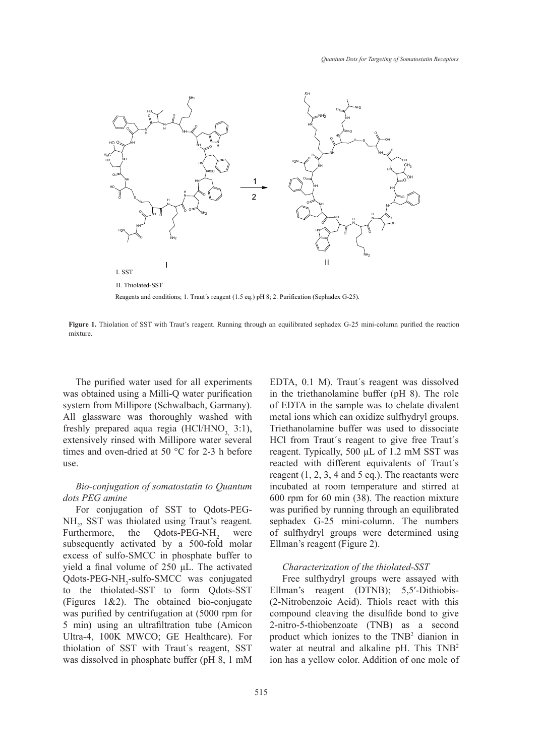I. SST

II. Thiolated-SST

Reagents and conditions; 1. Traut´s reagent (1.5 eq.) pH 8; 2. Purification (Sephadex G-25).

**Figure 1.** Thiolation of SST with Traut's reagent. Running through an equilibrated sephadex G-25 mini-column purified the reaction mixture.

The purified water used for all experiments was obtained using a Milli-Q water purification system from Millipore (Schwalbach, Garmany). All glassware was thoroughly washed with freshly prepared aqua regia ($HCl/HNO_3$, 3:1), extensively rinsed with Millipore water several times and oven-dried at 50 °C for 2-3 h before use.

*Bio-conjugation of somatostatin to Quantum dots PEG amine*

For conjugation of SST to Qdots-PEG-$NH_2$, SST was thiolated using Traut's reagent. Furthermore, the Qdots-PEG-$NH_2$ were subsequently activated by a 500-fold molar excess of sulfo-SMCC in phosphate buffer to yield a final volume of 250 µL. The activated Qdots-PEG-$NH_2$-sulfo-SMCC was conjugated to the thiolated-SST to form Qdots-SST (Figures 1&2). The obtained bio-conjugate was purified by centrifugation at (5000 rpm for 5 min) using an ultrafiltration tube (Amicon Ultra-4, 100K MWCO; GE Healthcare). For thiolation of SST with Traut´s reagent, SST was dissolved in phosphate buffer (pH 8, 1 mM EDTA, 0.1 M). Traut´s reagent was dissolved in the triethanolamine buffer (pH 8). The role of EDTA in the sample was to chelate divalent metal ions which can oxidize sulfhydryl groups. Triethanolamine buffer was used to dissociate HCl from Traut´s reagent to give free Traut´s reagent. Typically, 500 µL of 1.2 mM SST was reacted with different equivalents of Traut´s reagent (1, 2, 3, 4 and 5 eq.). The reactants were incubated at room temperature and stirred at 600 rpm for 60 min (38). The reaction mixture was purified by running through an equilibrated sephadex G-25 mini-column. The numbers of sulfhydryl groups were determined using Ellman's reagent (Figure 2).

*Characterization of the thiolated-SST*

Free sulfhydryl groups were assayed with Ellman's reagent (DTNB); 5,5′-Dithiobis-(2-Nitrobenzoic Acid). Thiols react with this compound cleaving the disulfide bond to give 2-nitro-5-thiobenzoate (TNB) as a second product which ionizes to the $TNB^2$ dianion in water at neutral and alkaline pH. This $TNB^2$ ion has a yellow color. Addition of one mole of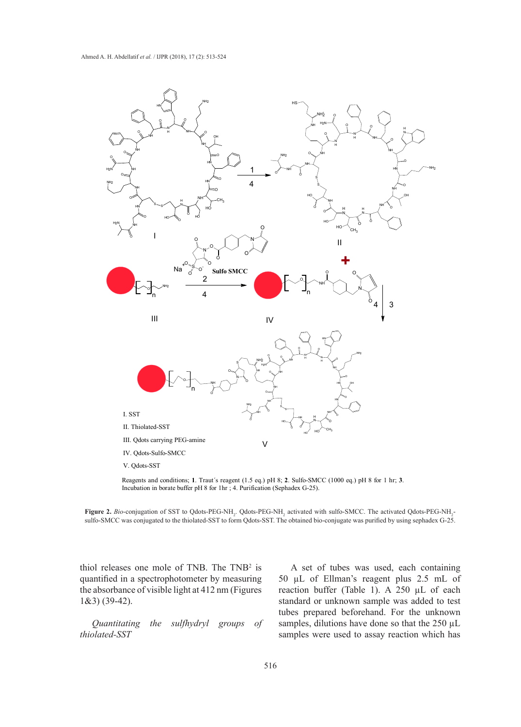I. SST

II. Thiolated-SST

III. Qdots carrying PEG-amine

IV. Qdots-Sulfo-SMCC

V. Qdots-SST

Reagents and conditions; **1**. Traut´s reagent (1.5 eq.) pH 8; **2**. Sulfo-SMCC (1000 eq.) pH 8 for 1 hr; **3**. Incubation in borate buffer pH 8 for 1hr ; 4. Purification (Sephadex G-25).

**Figure 2.** *Bio*-conjugation of SST to Qdots-PEG-$NH_2$. Qdots-PEG-$NH_2$ activated with sulfo-SMCC. The activated Qdots-PEG-$NH_2$-sulfo-SMCC was conjugated to the thiolated-SST to form Qdots-SST. The obtained bio-conjugate was purified by using sephadex G-25.

thiol releases one mole of TNB. The $TNB^2$ is quantified in a spectrophotometer by measuring the absorbance of visible light at 412 nm (Figures 1&3) (39-42).

*Quantitating the sulfhydryl groups of thiolated-SST*

A set of tubes was used, each containing 50 µL of Ellman's reagent plus 2.5 mL of reaction buffer (Table 1). A 250 µL of each standard or unknown sample was added to test tubes prepared beforehand. For the unknown samples, dilutions have done so that the 250 µL samples were used to assay reaction which has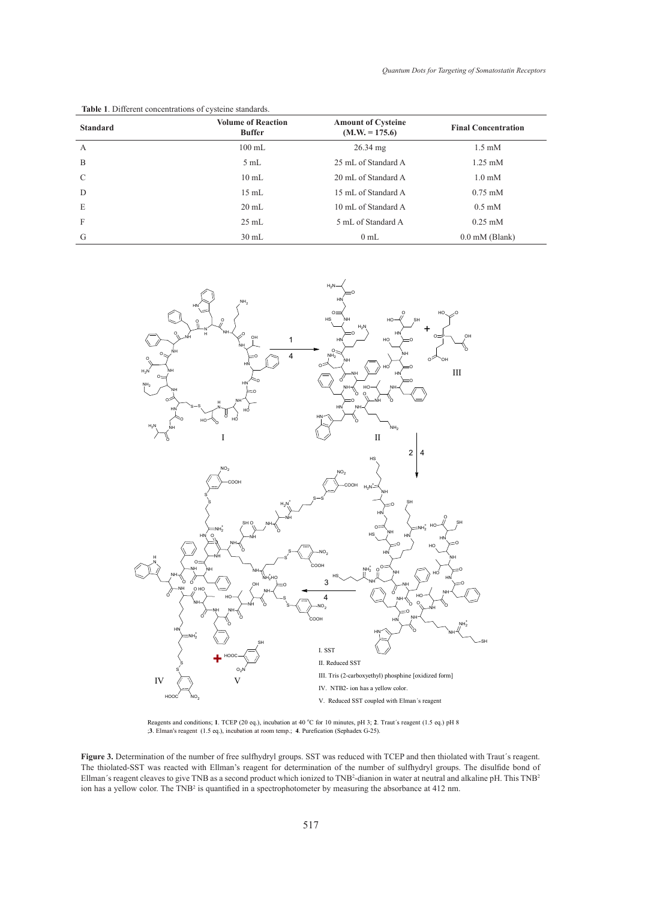**Table 1**. Different concentrations of cysteine standards.

| Standard | Volume of Reaction Buffer | Amount of Cysteine (M.W. = 175.6) | Final Concentration |
|---|---|---|---|
| A | 100 mL | 26.34 mg | 1.5 mM |
| B | 5 mL | 25 mL of Standard A | 1.25 mM |
| C | 10 mL | 20 mL of Standard A | 1.0 mM |
| D | 15 mL | 15 mL of Standard A | 0.75 mM |
| E | 20 mL | 10 mL of Standard A | 0.5 mM |
| F | 25 mL | 5 mL of Standard A | 0.25 mM |
| G | 30 mL | 0 mL | 0.0 mM (Blank) |

I. SST

II. Reduced SST

III. Tris (2-carboxyethyl) phosphine [oxidized form]

IV. NTB2- ion has a yellow color.

V. Reduced SST coupled with Elman´s reagent

Reagents and conditions; **1**. TCEP (20 eq.), incubation at 40 °C for 10 minutes, pH 3; **2**. Traut´s reagent (1.5 eq.) pH 8 ;**3**. Elman's reagent (1.5 eq.), incubation at room temp.; **4**. Purefication (Sephadex G-25).

**Figure 3.** Determination of the number of free sulfhydryl groups. SST was reduced with TCEP and then thiolated with Traut´s reagent. The thiolated-SST was reacted with Ellman's reagent for determination of the number of sulfhydryl groups. The disulfide bond of Ellman´s reagent cleaves to give TNB as a second product which ionized to $TNB^{2-}$-dianion in water at neutral and alkaline pH. This $TNB^{2}$ ion has a yellow color. The $TNB^{2}$ is quantified in a spectrophotometer by measuring the absorbance at 412 nm.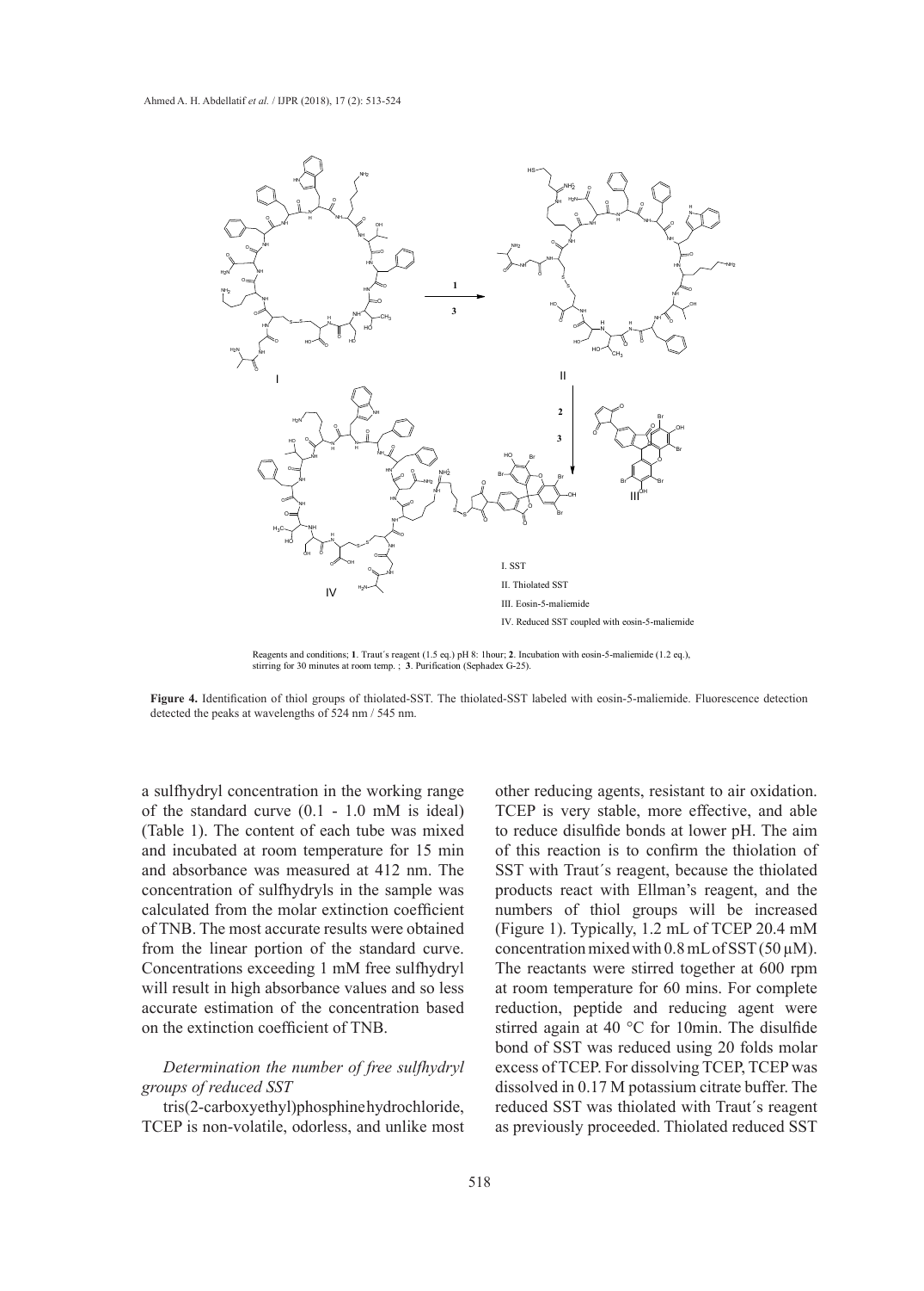I. SST

II. Thiolated SST

III. Eosin-5-maliemide

IV. Reduced SST coupled with eosin-5-maliemide

Reagents and conditions; **1**. Traut´s reagent (1.5 eq.) pH 8: 1hour; **2**. Incubation with eosin-5-maliemide (1.2 eq.), stirring for 30 minutes at room temp. ; **3**. Purification (Sephadex G-25).

**Figure 4.** Identification of thiol groups of thiolated-SST. The thiolated-SST labeled with eosin-5-maliemide. Fluorescence detection detected the peaks at wavelengths of 524 nm / 545 nm.

a sulfhydryl concentration in the working range of the standard curve (0.1 - 1.0 mM is ideal) (Table 1). The content of each tube was mixed and incubated at room temperature for 15 min and absorbance was measured at 412 nm. The concentration of sulfhydryls in the sample was calculated from the molar extinction coefficient of TNB. The most accurate results were obtained from the linear portion of the standard curve. Concentrations exceeding 1 mM free sulfhydryl will result in high absorbance values and so less accurate estimation of the concentration based on the extinction coefficient of TNB.

*Determination the number of free sulfhydryl groups of reduced SST*

tris(2-carboxyethyl)phosphine hydrochloride, TCEP is non-volatile, odorless, and unlike most other reducing agents, resistant to air oxidation. TCEP is very stable, more effective, and able to reduce disulfide bonds at lower pH. The aim of this reaction is to confirm the thiolation of SST with Traut´s reagent, because the thiolated products react with Ellman's reagent, and the numbers of thiol groups will be increased (Figure 1). Typically, 1.2 mL of TCEP 20.4 mM concentration mixed with 0.8 mL of SST (50 µM). The reactants were stirred together at 600 rpm at room temperature for 60 mins. For complete reduction, peptide and reducing agent were stirred again at 40 °C for 10min. The disulfide bond of SST was reduced using 20 folds molar excess of TCEP. For dissolving TCEP, TCEP was dissolved in 0.17 M potassium citrate buffer. The reduced SST was thiolated with Traut´s reagent as previously proceeded. Thiolated reduced SST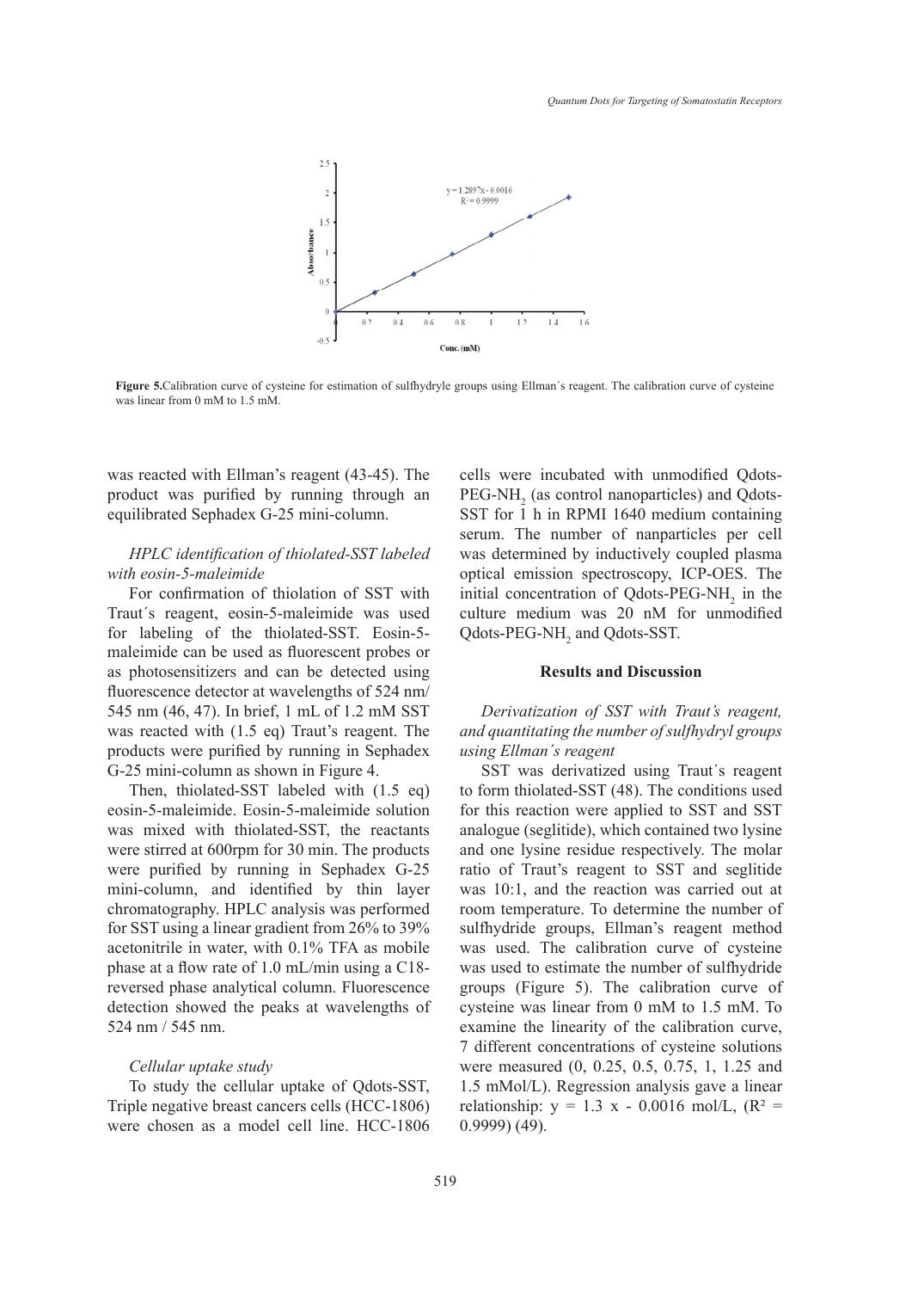**Figure 5.** Calibration curve of cysteine for estimation of sulfhydryle groups using Ellman´s reagent. The calibration curve of cysteine was linear from 0 mM to 1.5 mM.

was reacted with Ellman's reagent (43-45). The product was purified by running through an equilibrated Sephadex G-25 mini-column.

*HPLC identification of thiolated-SST labeled with eosin-5-maleimide*

For confirmation of thiolation of SST with Traut´s reagent, eosin-5-maleimide was used for labeling of the thiolated-SST. Eosin-5-maleimide can be used as fluorescent probes or as photosensitizers and can be detected using fluorescence detector at wavelengths of 524 nm/ 545 nm (46, 47). In brief, 1 mL of 1.2 mM SST was reacted with (1.5 eq) Traut's reagent. The products were purified by running in Sephadex G-25 mini-column as shown in Figure 4.

Then, thiolated-SST labeled with (1.5 eq) eosin-5-maleimide. Eosin-5-maleimide solution was mixed with thiolated-SST, the reactants were stirred at 600rpm for 30 min. The products were purified by running in Sephadex G-25 mini-column, and identified by thin layer chromatography. HPLC analysis was performed for SST using a linear gradient from 26% to 39% acetonitrile in water, with 0.1% TFA as mobile phase at a flow rate of 1.0 mL/min using a C18-reversed phase analytical column. Fluorescence detection showed the peaks at wavelengths of 524 nm / 545 nm.

*Cellular uptake study*

To study the cellular uptake of Qdots-SST, Triple negative breast cancers cells (HCC-1806) were chosen as a model cell line. HCC-1806 cells were incubated with unmodified Qdots-PEG-$NH_2$ (as control nanoparticles) and Qdots-SST for 1 h in RPMI 1640 medium containing serum. The number of nanparticles per cell was determined by inductively coupled plasma optical emission spectroscopy, ICP-OES. The initial concentration of Qdots-PEG-$NH_2$ in the culture medium was 20 nM for unmodified Qdots-PEG-$NH_2$ and Qdots-SST.

## Results and Discussion

*Derivatization of SST with Traut's reagent, and quantitating the number of sulfhydryl groups using Ellman´s reagent*

SST was derivatized using Traut´s reagent to form thiolated-SST (48). The conditions used for this reaction were applied to SST and SST analogue (seglitide), which contained two lysine and one lysine residue respectively. The molar ratio of Traut's reagent to SST and seglitide was 10:1, and the reaction was carried out at room temperature. To determine the number of sulfhydride groups, Ellman's reagent method was used. The calibration curve of cysteine was used to estimate the number of sulfhydride groups (Figure 5). The calibration curve of cysteine was linear from 0 mM to 1.5 mM. To examine the linearity of the calibration curve, 7 different concentrations of cysteine solutions were measured (0, 0.25, 0.5, 0.75, 1, 1.25 and 1.5 mMol/L). Regression analysis gave a linear relationship: $y = 1.3\ x - 0.0016$ mol/L, ($R^2 = 0.9999$) (49).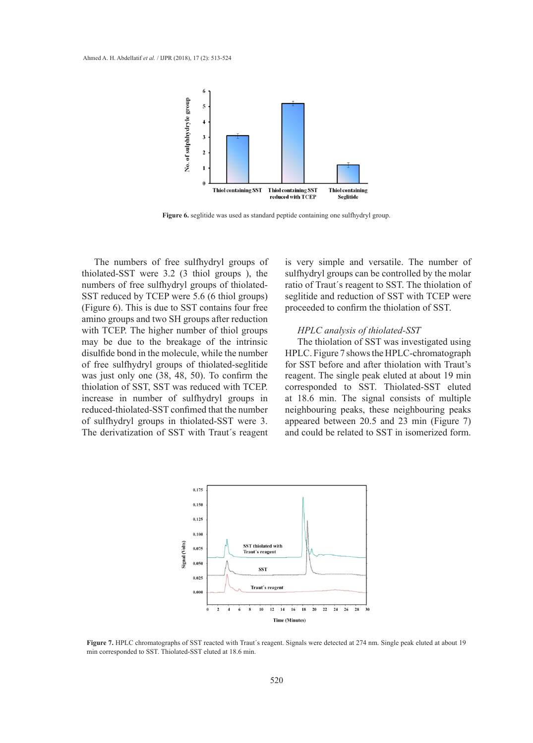Figure 6. seglitide was used as standard peptide containing one sulfhydryl group.

The numbers of free sulfhydryl groups of thiolated-SST were 3.2 (3 thiol groups ), the numbers of free sulfhydryl groups of thiolated-SST reduced by TCEP were 5.6 (6 thiol groups) (Figure 6). This is due to SST contains four free amino groups and two SH groups after reduction with TCEP. The higher number of thiol groups may be due to the breakage of the intrinsic disulfide bond in the molecule, while the number of free sulfhydryl groups of thiolated-seglitide was just only one (38, 48, 50). To confirm the thiolation of SST, SST was reduced with TCEP. increase in number of sulfhydryl groups in reduced-thiolated-SST confimed that the number of sulfhydryl groups in thiolated-SST were 3. The derivatization of SST with Traut´s reagent is very simple and versatile. The number of sulfhydryl groups can be controlled by the molar ratio of Traut´s reagent to SST. The thiolation of seglitide and reduction of SST with TCEP were proceeded to confirm the thiolation of SST.

### *HPLC analysis of thiolated-SST*

The thiolation of SST was investigated using HPLC. Figure 7 shows the HPLC-chromatograph for SST before and after thiolation with Traut's reagent. The single peak eluted at about 19 min corresponded to SST. Thiolated-SST eluted at 18.6 min. The signal consists of multiple neighbouring peaks, these neighbouring peaks appeared between 20.5 and 23 min (Figure 7) and could be related to SST in isomerized form.

**Figure 7.** HPLC chromatographs of SST reacted with Traut´s reagent. Signals were detected at 274 nm. Single peak eluted at about 19 min corresponded to SST. Thiolated-SST eluted at 18.6 min.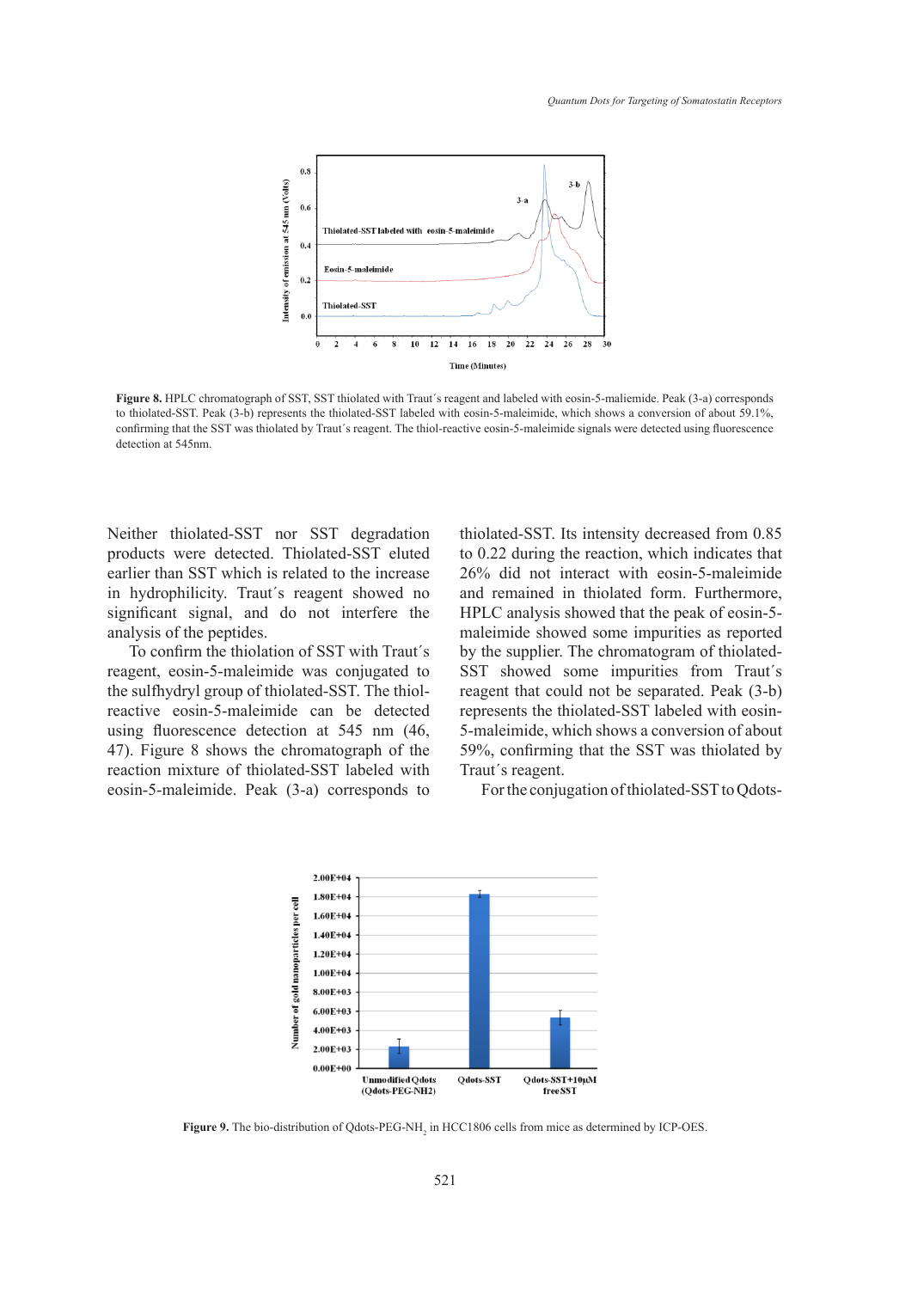**Figure 8.** HPLC chromatograph of SST, SST thiolated with Traut´s reagent and labeled with eosin-5-maliemide. Peak (3-a) corresponds to thiolated-SST. Peak (3-b) represents the thiolated-SST labeled with eosin-5-maleimide, which shows a conversion of about 59.1%, confirming that the SST was thiolated by Traut´s reagent. The thiol-reactive eosin-5-maleimide signals were detected using fluorescence detection at 545nm.

Neither thiolated-SST nor SST degradation products were detected. Thiolated-SST eluted earlier than SST which is related to the increase in hydrophilicity. Traut´s reagent showed no significant signal, and do not interfere the analysis of the peptides.

To confirm the thiolation of SST with Traut´s reagent, eosin-5-maleimide was conjugated to the sulfhydryl group of thiolated-SST. The thiol-reactive eosin-5-maleimide can be detected using fluorescence detection at 545 nm (46, 47). Figure 8 shows the chromatograph of the reaction mixture of thiolated-SST labeled with eosin-5-maleimide. Peak (3-a) corresponds to thiolated-SST. Its intensity decreased from 0.85 to 0.22 during the reaction, which indicates that 26% did not interact with eosin-5-maleimide and remained in thiolated form. Furthermore, HPLC analysis showed that the peak of eosin-5-maleimide showed some impurities as reported by the supplier. The chromatogram of thiolated-SST showed some impurities from Traut´s reagent that could not be separated. Peak (3-b) represents the thiolated-SST labeled with eosin-5-maleimide, which shows a conversion of about 59%, confirming that the SST was thiolated by Traut´s reagent.

For the conjugation of thiolated-SST to Qdots-

**Figure 9.** The bio-distribution of Qdots-PEG-$NH_2$ in HCC1806 cells from mice as determined by ICP-OES.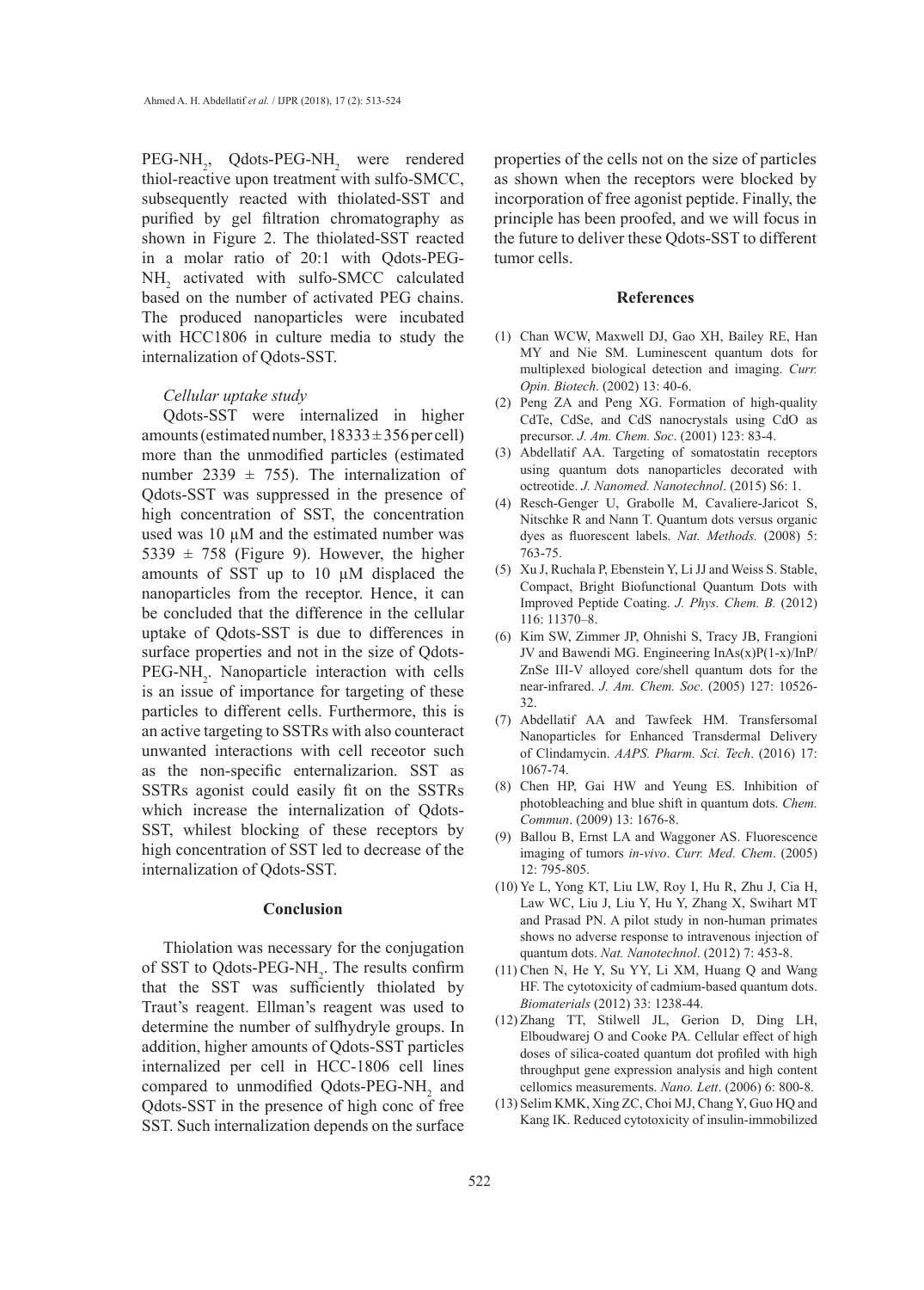$PEG-NH_2$, $Qdots-PEG-NH_2$ were rendered thiol-reactive upon treatment with sulfo-SMCC, subsequently reacted with thiolated-SST and purified by gel filtration chromatography as shown in Figure 2. The thiolated-SST reacted in a molar ratio of 20:1 with $Qdots-PEG-NH_2$ activated with sulfo-SMCC calculated based on the number of activated PEG chains. The produced nanoparticles were incubated with HCC1806 in culture media to study the internalization of Qdots-SST.

*Cellular uptake study*

Qdots-SST were internalized in higher amounts (estimated number, $18333 \pm 356$ per cell) more than the unmodified particles (estimated number $2339 \pm 755$). The internalization of Qdots-SST was suppressed in the presence of high concentration of SST, the concentration used was 10 µM and the estimated number was $5339 \pm 758$ (Figure 9). However, the higher amounts of SST up to 10 µM displaced the nanoparticles from the receptor. Hence, it can be concluded that the difference in the cellular uptake of Qdots-SST is due to differences in surface properties and not in the size of $Qdots-PEG-NH_2$. Nanoparticle interaction with cells is an issue of importance for targeting of these particles to different cells. Furthermore, this is an active targeting to SSTRs with also counteract unwanted interactions with cell receotor such as the non-specific enternalizarion. SST as SSTRs agonist could easily fit on the SSTRs which increase the internalization of Qdots-SST, whilest blocking of these receptors by high concentration of SST led to decrease of the internalization of Qdots-SST.

## Conclusion

Thiolation was necessary for the conjugation of SST to $Qdots-PEG-NH_2$. The results confirm that the SST was sufficiently thiolated by Traut's reagent. Ellman's reagent was used to determine the number of sulfhydryle groups. In addition, higher amounts of Qdots-SST particles internalized per cell in HCC-1806 cell lines compared to unmodified $Qdots-PEG-NH_2$ and Qdots-SST in the presence of high conc of free SST. Such internalization depends on the surface properties of the cells not on the size of particles as shown when the receptors were blocked by incorporation of free agonist peptide. Finally, the principle has been proofed, and we will focus in the future to deliver these Qdots-SST to different tumor cells.

## References

(1) Chan WCW, Maxwell DJ, Gao XH, Bailey RE, Han MY and Nie SM. Luminescent quantum dots for multiplexed biological detection and imaging. *Curr. Opin. Biotech*. (2002) 13: 40-6.

(2) Peng ZA and Peng XG. Formation of high-quality CdTe, CdSe, and CdS nanocrystals using CdO as precursor. *J. Am. Chem. Soc*. (2001) 123: 83-4.

(3) Abdellatif AA. Targeting of somatostatin receptors using quantum dots nanoparticles decorated with octreotide. *J. Nanomed. Nanotechnol*. (2015) S6: 1.

(4) Resch-Genger U, Grabolle M, Cavaliere-Jaricot S, Nitschke R and Nann T. Quantum dots versus organic dyes as fluorescent labels. *Nat. Methods.* (2008) 5: 763-75.

(5) Xu J, Ruchala P, Ebenstein Y, Li JJ and Weiss S. Stable, Compact, Bright Biofunctional Quantum Dots with Improved Peptide Coating. *J. Phys. Chem. B.* (2012) 116: 11370–8.

(6) Kim SW, Zimmer JP, Ohnishi S, Tracy JB, Frangioni JV and Bawendi MG. Engineering InAs(x)P(1-x)/InP/ZnSe III-V alloyed core/shell quantum dots for the near-infrared. *J. Am. Chem. Soc*. (2005) 127: 10526-32.

(7) Abdellatif AA and Tawfeek HM. Transfersomal Nanoparticles for Enhanced Transdermal Delivery of Clindamycin. *AAPS. Pharm. Sci. Tech*. (2016) 17: 1067-74.

(8) Chen HP, Gai HW and Yeung ES. Inhibition of photobleaching and blue shift in quantum dots. *Chem. Commun*. (2009) 13: 1676-8.

(9) Ballou B, Ernst LA and Waggoner AS. Fluorescence imaging of tumors *in-vivo*. *Curr. Med. Chem*. (2005) 12: 795-805.

(10) Ye L, Yong KT, Liu LW, Roy I, Hu R, Zhu J, Cia H, Law WC, Liu J, Liu Y, Hu Y, Zhang X, Swihart MT and Prasad PN. A pilot study in non-human primates shows no adverse response to intravenous injection of quantum dots. *Nat. Nanotechnol*. (2012) 7: 453-8.

(11) Chen N, He Y, Su YY, Li XM, Huang Q and Wang HF. The cytotoxicity of cadmium-based quantum dots. *Biomaterials* (2012) 33: 1238-44.

(12) Zhang TT, Stilwell JL, Gerion D, Ding LH, Elboudwarej O and Cooke PA. Cellular effect of high doses of silica-coated quantum dot profiled with high throughput gene expression analysis and high content cellomics measurements. *Nano. Lett*. (2006) 6: 800-8.

(13) Selim KMK, Xing ZC, Choi MJ, Chang Y, Guo HQ and Kang IK. Reduced cytotoxicity of insulin-immobilized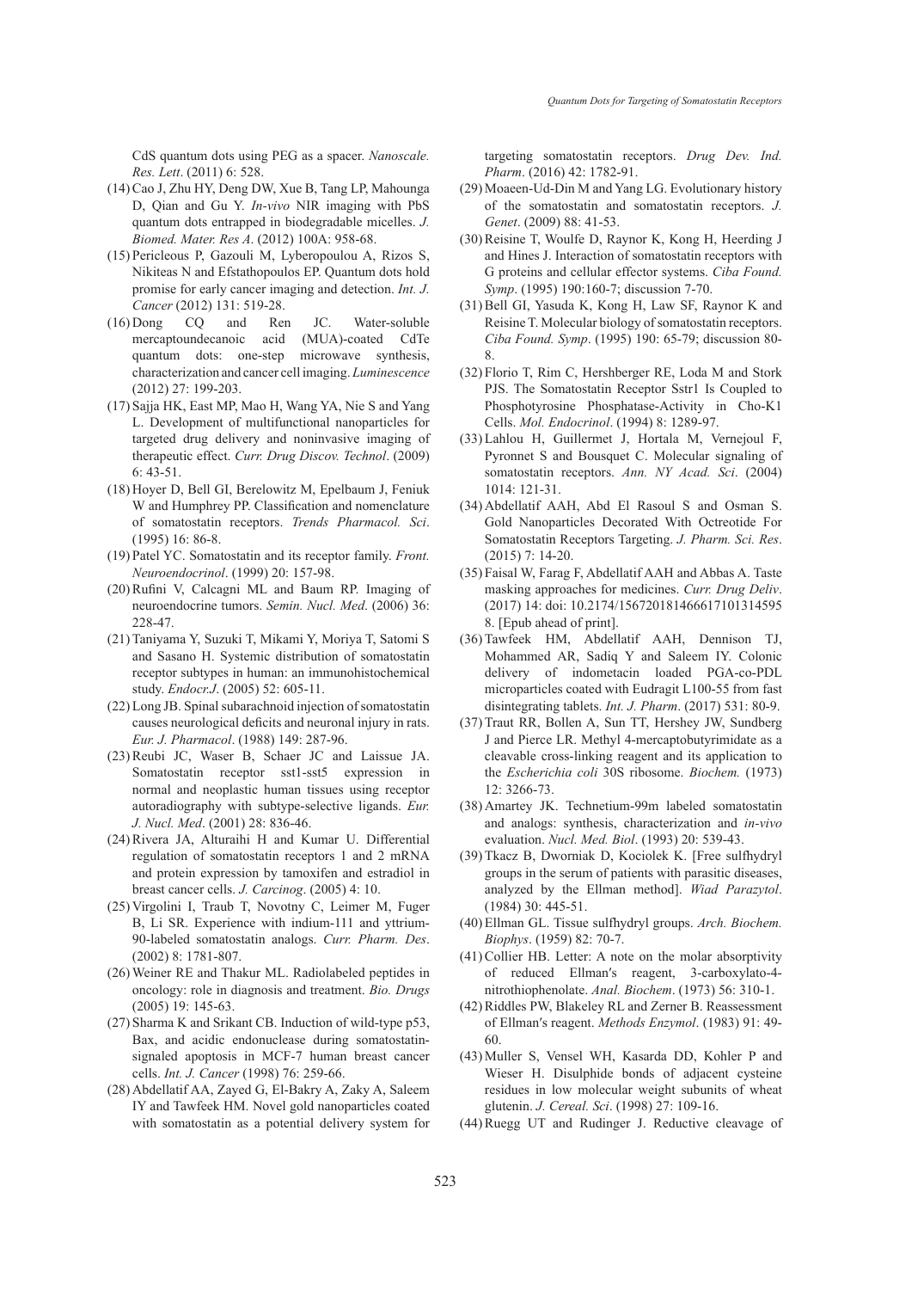CdS quantum dots using PEG as a spacer. *Nanoscale. Res. Lett*. (2011) 6: 528.

(14) Cao J, Zhu HY, Deng DW, Xue B, Tang LP, Mahounga D, Qian and Gu Y. *In-vivo* NIR imaging with PbS quantum dots entrapped in biodegradable micelles. *J. Biomed. Mater. Res A*. (2012) 100A: 958-68.

(15) Pericleous P, Gazouli M, Lyberopoulou A, Rizos S, Nikiteas N and Efstathopoulos EP. Quantum dots hold promise for early cancer imaging and detection. *Int. J. Cancer* (2012) 131: 519-28.

(16) Dong CQ and Ren JC. Water-soluble mercaptoundecanoic acid (MUA)-coated CdTe quantum dots: one-step microwave synthesis, characterization and cancer cell imaging. *Luminescence* (2012) 27: 199-203.

(17) Sajja HK, East MP, Mao H, Wang YA, Nie S and Yang L. Development of multifunctional nanoparticles for targeted drug delivery and noninvasive imaging of therapeutic effect. *Curr. Drug Discov. Technol*. (2009) 6: 43-51.

(18) Hoyer D, Bell GI, Berelowitz M, Epelbaum J, Feniuk W and Humphrey PP. Classification and nomenclature of somatostatin receptors. *Trends Pharmacol. Sci*. (1995) 16: 86-8.

(19) Patel YC. Somatostatin and its receptor family. *Front. Neuroendocrinol*. (1999) 20: 157-98.

(20) Rufini V, Calcagni ML and Baum RP. Imaging of neuroendocrine tumors. *Semin. Nucl. Med*. (2006) 36: 228-47.

(21) Taniyama Y, Suzuki T, Mikami Y, Moriya T, Satomi S and Sasano H. Systemic distribution of somatostatin receptor subtypes in human: an immunohistochemical study. *Endocr.J*. (2005) 52: 605-11.

(22) Long JB. Spinal subarachnoid injection of somatostatin causes neurological deficits and neuronal injury in rats. *Eur. J. Pharmacol*. (1988) 149: 287-96.

(23) Reubi JC, Waser B, Schaer JC and Laissue JA. Somatostatin receptor sst1-sst5 expression in normal and neoplastic human tissues using receptor autoradiography with subtype-selective ligands. *Eur. J. Nucl. Med*. (2001) 28: 836-46.

(24) Rivera JA, Alturaihi H and Kumar U. Differential regulation of somatostatin receptors 1 and 2 mRNA and protein expression by tamoxifen and estradiol in breast cancer cells. *J. Carcinog*. (2005) 4: 10.

(25) Virgolini I, Traub T, Novotny C, Leimer M, Fuger B, Li SR. Experience with indium-111 and yttrium-90-labeled somatostatin analogs. *Curr. Pharm. Des*. (2002) 8: 1781-807.

(26) Weiner RE and Thakur ML. Radiolabeled peptides in oncology: role in diagnosis and treatment. *Bio. Drugs* (2005) 19: 145-63.

(27) Sharma K and Srikant CB. Induction of wild-type p53, Bax, and acidic endonuclease during somatostatin-signaled apoptosis in MCF-7 human breast cancer cells. *Int. J. Cancer* (1998) 76: 259-66.

(28) Abdellatif AA, Zayed G, El-Bakry A, Zaky A, Saleem IY and Tawfeek HM. Novel gold nanoparticles coated with somatostatin as a potential delivery system for targeting somatostatin receptors. *Drug Dev. Ind. Pharm*. (2016) 42: 1782-91.

(29) Moaeen-Ud-Din M and Yang LG. Evolutionary history of the somatostatin and somatostatin receptors. *J. Genet*. (2009) 88: 41-53.

(30) Reisine T, Woulfe D, Raynor K, Kong H, Heerding J and Hines J. Interaction of somatostatin receptors with G proteins and cellular effector systems. *Ciba Found. Symp*. (1995) 190:160-7; discussion 7-70.

(31) Bell GI, Yasuda K, Kong H, Law SF, Raynor K and Reisine T. Molecular biology of somatostatin receptors. *Ciba Found. Symp*. (1995) 190: 65-79; discussion 80-8.

(32) Florio T, Rim C, Hershberger RE, Loda M and Stork PJS. The Somatostatin Receptor Sstr1 Is Coupled to Phosphotyrosine Phosphatase-Activity in Cho-K1 Cells. *Mol. Endocrinol*. (1994) 8: 1289-97.

(33) Lahlou H, Guillermet J, Hortala M, Vernejoul F, Pyronnet S and Bousquet C. Molecular signaling of somatostatin receptors. *Ann. NY Acad. Sci*. (2004) 1014: 121-31.

(34) Abdellatif AAH, Abd El Rasoul S and Osman S. Gold Nanoparticles Decorated With Octreotide For Somatostatin Receptors Targeting. *J. Pharm. Sci. Res*. (2015) 7: 14-20.

(35) Faisal W, Farag F, Abdellatif AAH and Abbas A. Taste masking approaches for medicines. *Curr. Drug Deliv*. (2017) 14: doi: 10.2174/1567201814666171013145958. [Epub ahead of print].

(36) Tawfeek HM, Abdellatif AAH, Dennison TJ, Mohammed AR, Sadiq Y and Saleem IY. Colonic delivery of indometacin loaded PGA-co-PDL microparticles coated with Eudragit L100-55 from fast disintegrating tablets. *Int. J. Pharm*. (2017) 531: 80-9.

(37) Traut RR, Bollen A, Sun TT, Hershey JW, Sundberg J and Pierce LR. Methyl 4-mercaptobutyrimidate as a cleavable cross-linking reagent and its application to the *Escherichia coli* 30S ribosome. *Biochem.* (1973) 12: 3266-73.

(38) Amartey JK. Technetium-99m labeled somatostatin and analogs: synthesis, characterization and *in-vivo* evaluation. *Nucl. Med. Biol*. (1993) 20: 539-43.

(39) Tkacz B, Dworniak D, Kociolek K. [Free sulfhydryl groups in the serum of patients with parasitic diseases, analyzed by the Ellman method]. *Wiad Parazytol*. (1984) 30: 445-51.

(40) Ellman GL. Tissue sulfhydryl groups. *Arch. Biochem. Biophys*. (1959) 82: 70-7.

(41) Collier HB. Letter: A note on the molar absorptivity of reduced Ellman′s reagent, 3-carboxylato-4-nitrothiophenolate. *Anal. Biochem*. (1973) 56: 310-1.

(42) Riddles PW, Blakeley RL and Zerner B. Reassessment of Ellman′s reagent. *Methods Enzymol*. (1983) 91: 49-60.

(43) Muller S, Vensel WH, Kasarda DD, Kohler P and Wieser H. Disulphide bonds of adjacent cysteine residues in low molecular weight subunits of wheat glutenin. *J. Cereal. Sci*. (1998) 27: 109-16.

(44) Ruegg UT and Rudinger J. Reductive cleavage of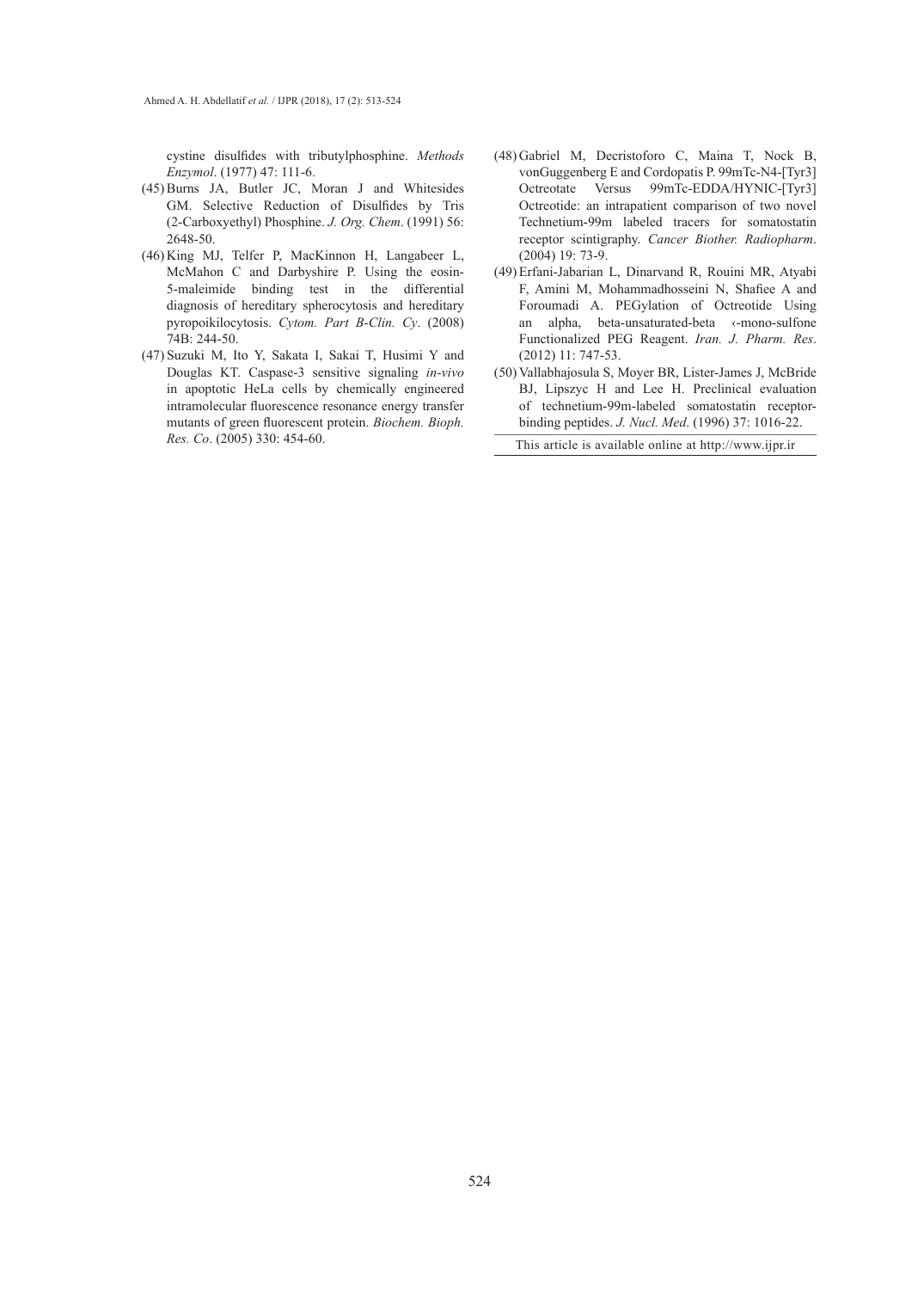cystine disulfides with tributylphosphine. *Methods Enzymol*. (1977) 47: 111-6.

(45) Burns JA, Butler JC, Moran J and Whitesides GM. Selective Reduction of Disulfides by Tris (2-Carboxyethyl) Phosphine. *J. Org. Chem*. (1991) 56: 2648-50.

(46) King MJ, Telfer P, MacKinnon H, Langabeer L, McMahon C and Darbyshire P. Using the eosin-5-maleimide binding test in the differential diagnosis of hereditary spherocytosis and hereditary pyropoikilocytosis. *Cytom. Part B-Clin. Cy*. (2008) 74B: 244-50.

(47) Suzuki M, Ito Y, Sakata I, Sakai T, Husimi Y and Douglas KT. Caspase-3 sensitive signaling *in-vivo* in apoptotic HeLa cells by chemically engineered intramolecular fluorescence resonance energy transfer mutants of green fluorescent protein. *Biochem. Bioph. Res. Co*. (2005) 330: 454-60.

(48) Gabriel M, Decristoforo C, Maina T, Nock B, vonGuggenberg E and Cordopatis P. 99mTc-N4-[Tyr3] Octreotate Versus 99mTc-EDDA/HYNIC-[Tyr3] Octreotide: an intrapatient comparison of two novel Technetium-99m labeled tracers for somatostatin receptor scintigraphy. *Cancer Biother. Radiopharm*. (2004) 19: 73-9.

(49) Erfani-Jabarian L, Dinarvand R, Rouini MR, Atyabi F, Amini M, Mohammadhosseini N, Shafiee A and Foroumadi A. PEGylation of Octreotide Using an alpha, beta-unsaturated-beta ‹-mono-sulfone Functionalized PEG Reagent. *Iran. J. Pharm. Res*. (2012) 11: 747-53.

(50) Vallabhajosula S, Moyer BR, Lister-James J, McBride BJ, Lipszyc H and Lee H. Preclinical evaluation of technetium-99m-labeled somatostatin receptor-binding peptides. *J. Nucl. Med*. (1996) 37: 1016-22.

This article is available online at http://www.ijpr.ir